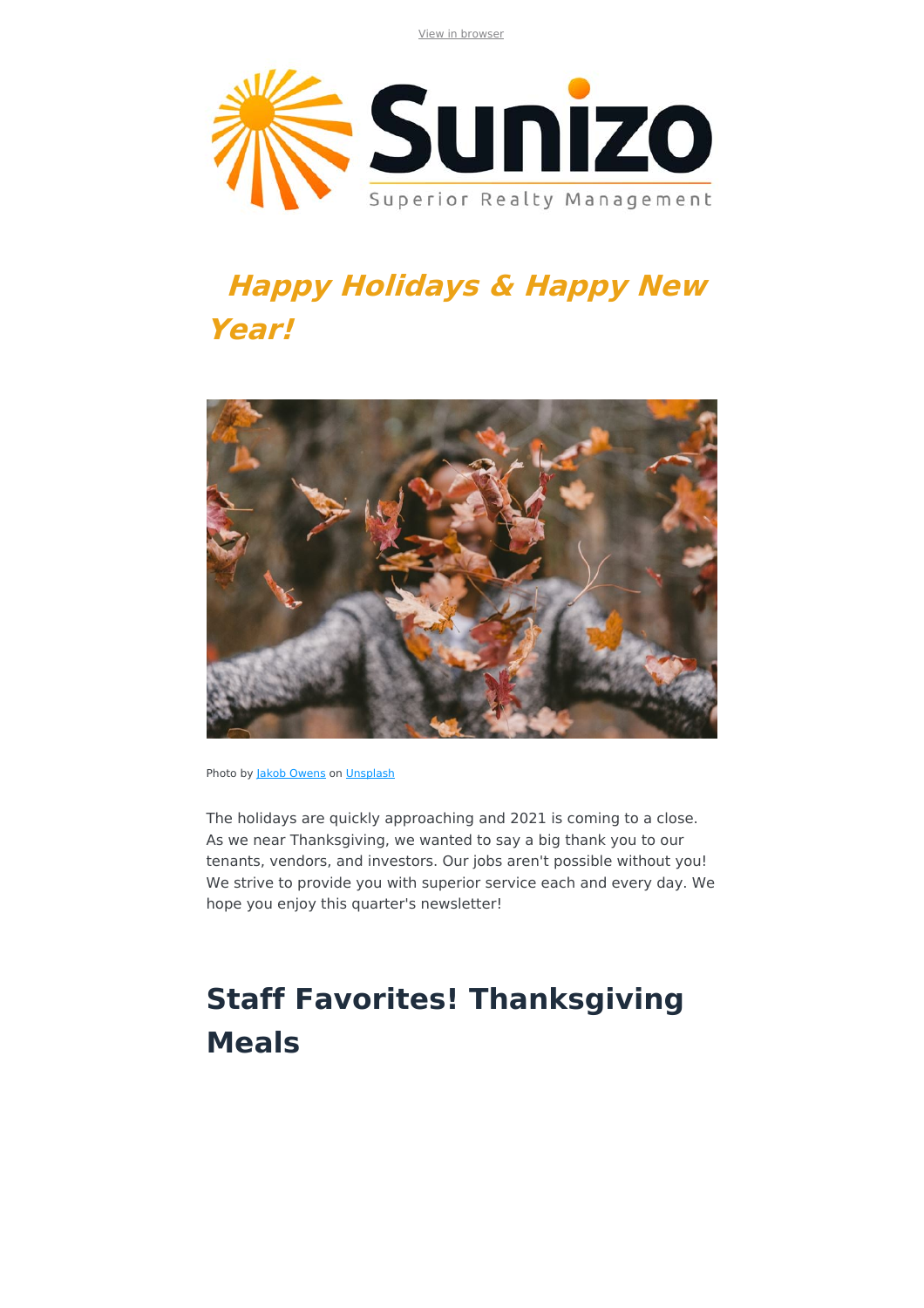View in browser

Sunizo
Superior Realty Management

## *Happy Holidays & Happy New Year!*

Photo by Jakob Owens on Unsplash

The holidays are quickly approaching and 2021 is coming to a close. As we near Thanksgiving, we wanted to say a big thank you to our tenants, vendors, and investors. Our jobs aren't possible without you! We strive to provide you with superior service each and every day. We hope you enjoy this quarter's newsletter!

## Staff Favorites! Thanksgiving Meals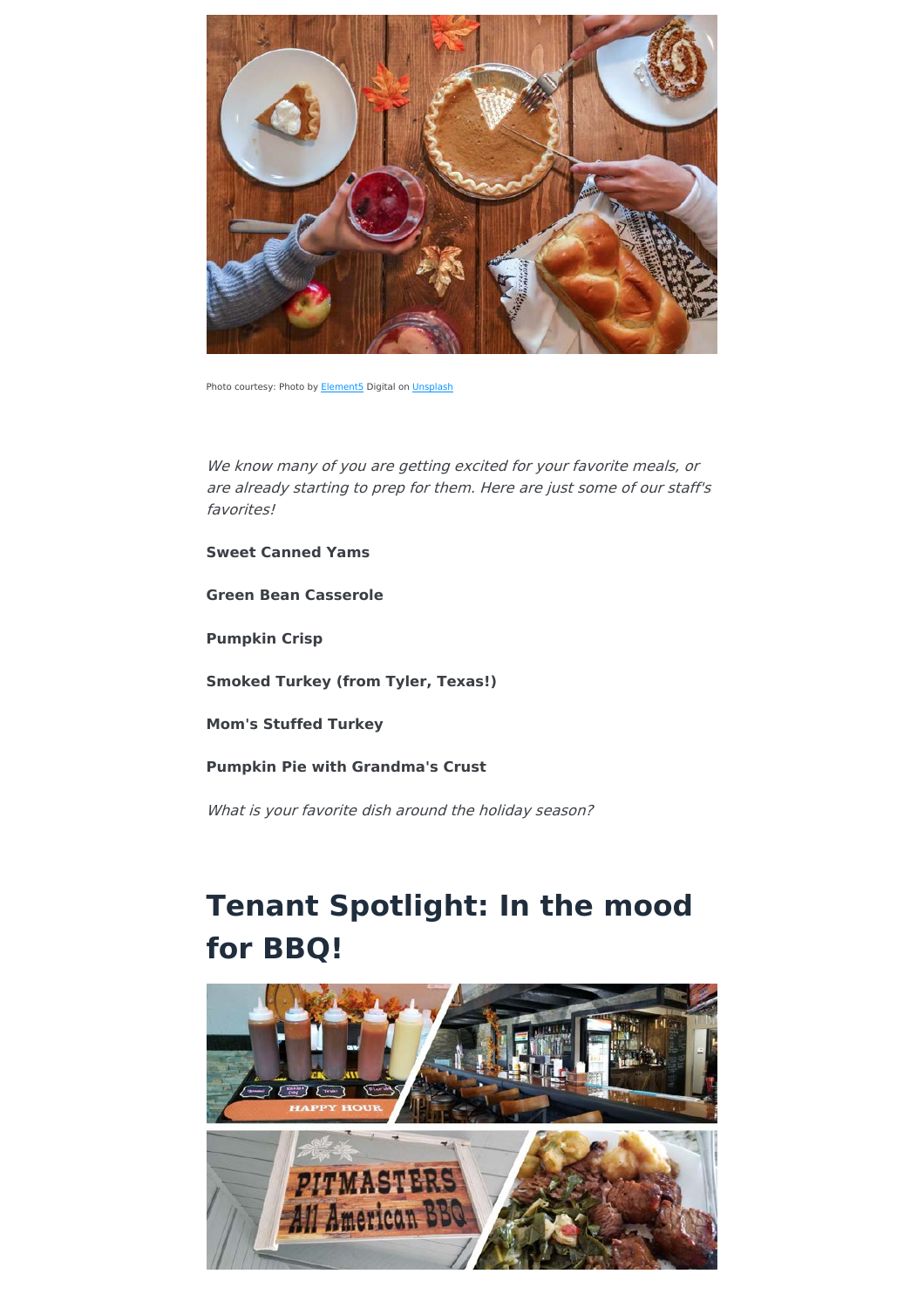Photo courtesy: Photo by [Element5](#) Digital on [Unsplash](#)

*We know many of you are getting excited for your favorite meals, or are already starting to prep for them. Here are just some of our staff's favorites!*

**Sweet Canned Yams**

**Green Bean Casserole**

**Pumpkin Crisp**

**Smoked Turkey (from Tyler, Texas!)**

**Mom's Stuffed Turkey**

**Pumpkin Pie with Grandma's Crust**

*What is your favorite dish around the holiday season?*

# Tenant Spotlight: In the mood for BBQ!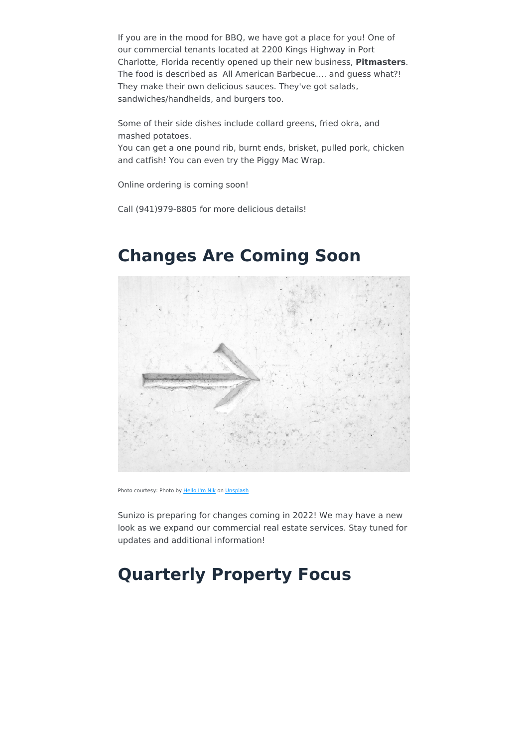If you are in the mood for BBQ, we have got a place for you! One of our commercial tenants located at 2200 Kings Highway in Port Charlotte, Florida recently opened up their new business, **Pitmasters**. The food is described as All American Barbecue.... and guess what?! They make their own delicious sauces. They've got salads, sandwiches/handhelds, and burgers too.

Some of their side dishes include collard greens, fried okra, and mashed potatoes.
You can get a one pound rib, burnt ends, brisket, pulled pork, chicken and catfish! You can even try the Piggy Mac Wrap.

Online ordering is coming soon!

Call (941)979-8805 for more delicious details!

# Changes Are Coming Soon

Photo courtesy: Photo by Hello I'm Nik on Unsplash

Sunizo is preparing for changes coming in 2022! We may have a new look as we expand our commercial real estate services. Stay tuned for updates and additional information!

# Quarterly Property Focus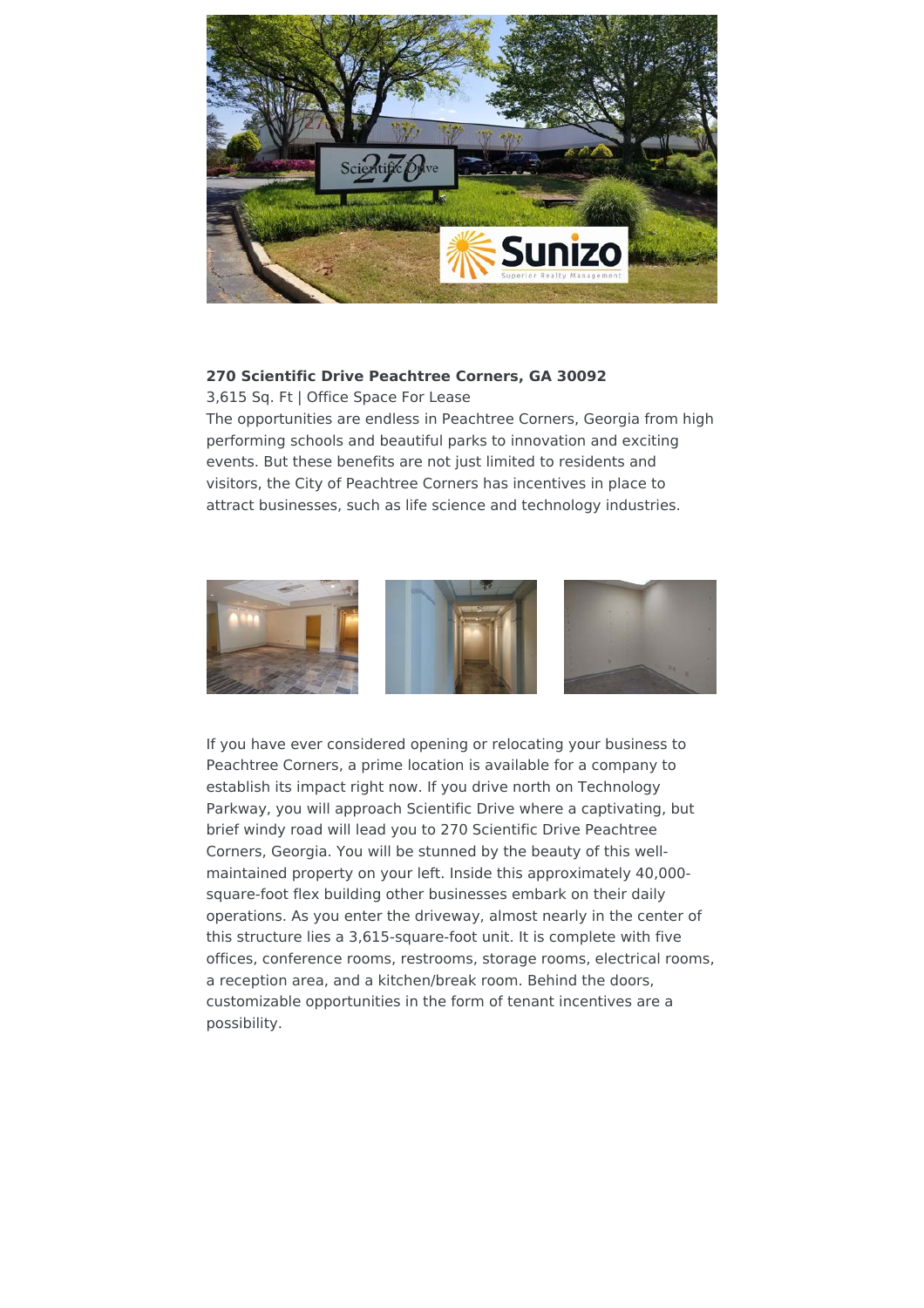**270 Scientific Drive Peachtree Corners, GA 30092**

3,615 Sq. Ft | Office Space For Lease

The opportunities are endless in Peachtree Corners, Georgia from high performing schools and beautiful parks to innovation and exciting events. But these benefits are not just limited to residents and visitors, the City of Peachtree Corners has incentives in place to attract businesses, such as life science and technology industries.

If you have ever considered opening or relocating your business to Peachtree Corners, a prime location is available for a company to establish its impact right now. If you drive north on Technology Parkway, you will approach Scientific Drive where a captivating, but brief windy road will lead you to 270 Scientific Drive Peachtree Corners, Georgia. You will be stunned by the beauty of this well-maintained property on your left. Inside this approximately 40,000-square-foot flex building other businesses embark on their daily operations. As you enter the driveway, almost nearly in the center of this structure lies a 3,615-square-foot unit. It is complete with five offices, conference rooms, restrooms, storage rooms, electrical rooms, a reception area, and a kitchen/break room. Behind the doors, customizable opportunities in the form of tenant incentives are a possibility.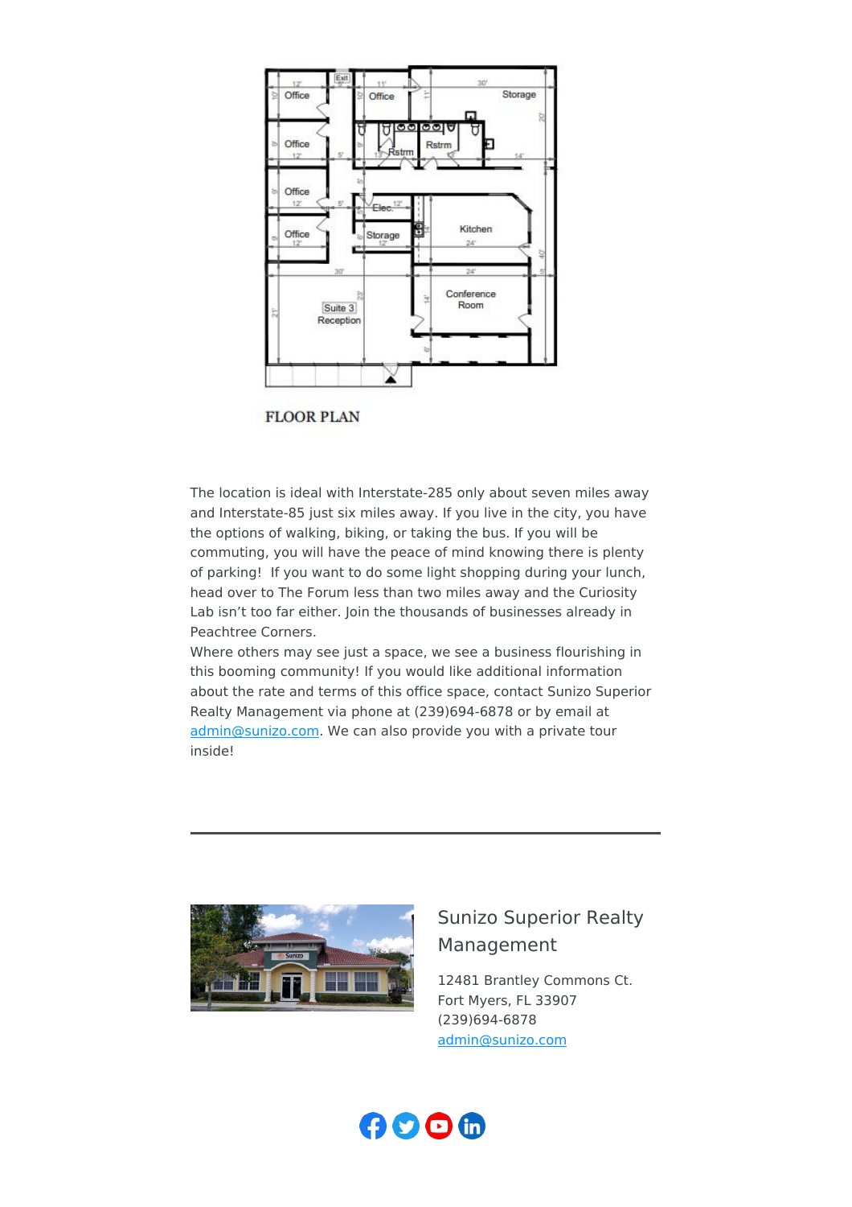FLOOR PLAN

The location is ideal with Interstate-285 only about seven miles away and Interstate-85 just six miles away. If you live in the city, you have the options of walking, biking, or taking the bus. If you will be commuting, you will have the peace of mind knowing there is plenty of parking! If you want to do some light shopping during your lunch, head over to The Forum less than two miles away and the Curiosity Lab isn't too far either. Join the thousands of businesses already in Peachtree Corners.

Where others may see just a space, we see a business flourishing in this booming community! If you would like additional information about the rate and terms of this office space, contact Sunizo Superior Realty Management via phone at (239)694-6878 or by email at admin@sunizo.com. We can also provide you with a private tour inside!

---

## Sunizo Superior Realty Management

12481 Brantley Commons Ct.
Fort Myers, FL 33907
(239)694-6878
admin@sunizo.com